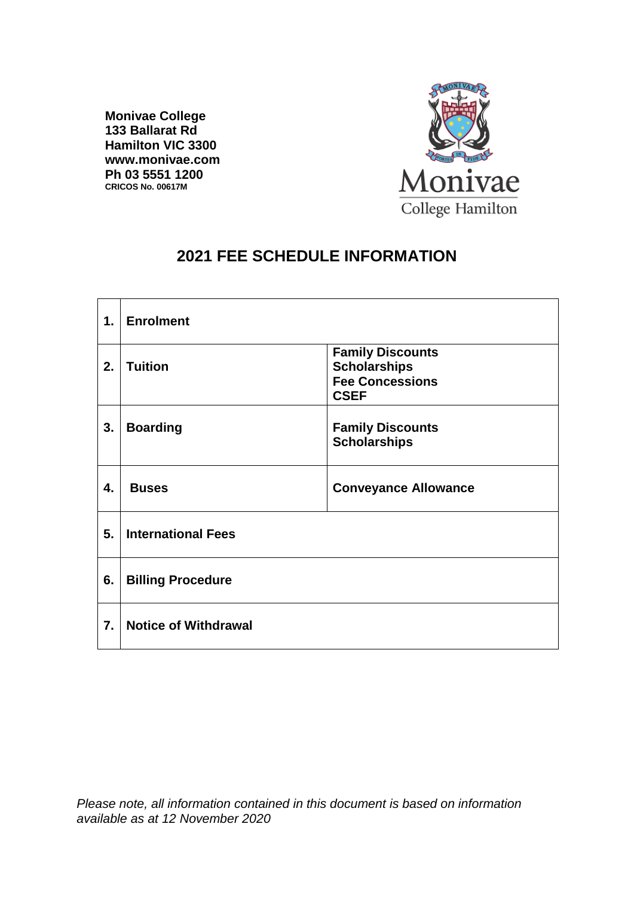**Monivae College**
**133 Ballarat Rd**
**Hamilton VIC 3300**
**www.monivae.com**
**Ph 03 5551 1200**
**CRICOS No. 00617M**

Monivae College Hamilton

# 2021 FEE SCHEDULE INFORMATION

| | | |
|---|---|---|
| **1.** | **Enrolment** | |
| **2.** | **Tuition** | **Family Discounts**<br>**Scholarships**<br>**Fee Concessions**<br>**CSEF** |
| **3.** | **Boarding** | **Family Discounts**<br>**Scholarships** |
| **4.** | **Buses** | **Conveyance Allowance** |
| **5.** | **International Fees** | |
| **6.** | **Billing Procedure** | |
| **7.** | **Notice of Withdrawal** | |

*Please note, all information contained in this document is based on information available as at 12 November 2020*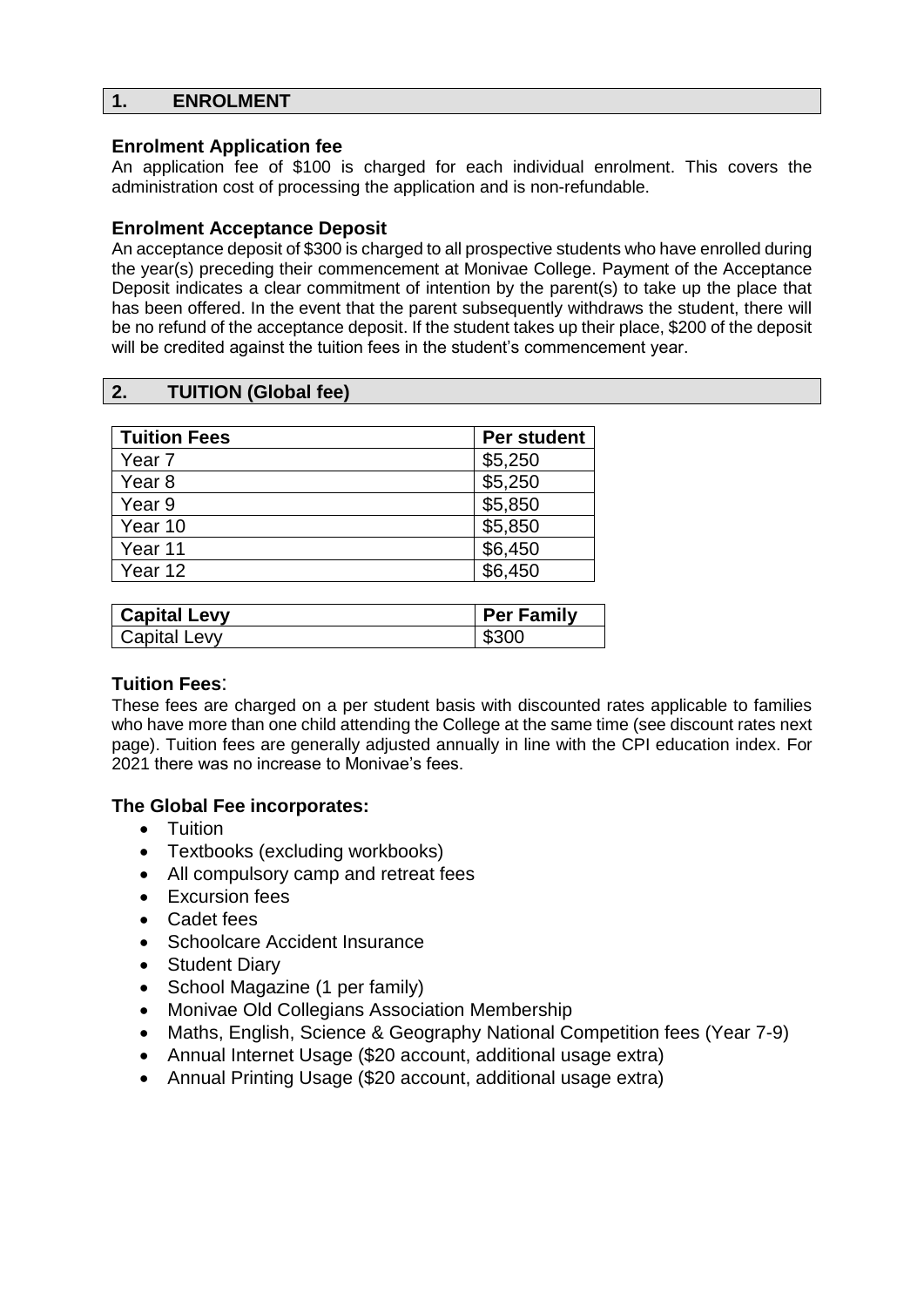## 1. ENROLMENT

### Enrolment Application fee

An application fee of $100 is charged for each individual enrolment. This covers the administration cost of processing the application and is non-refundable.

### Enrolment Acceptance Deposit

An acceptance deposit of $300 is charged to all prospective students who have enrolled during the year(s) preceding their commencement at Monivae College. Payment of the Acceptance Deposit indicates a clear commitment of intention by the parent(s) to take up the place that has been offered. In the event that the parent subsequently withdraws the student, there will be no refund of the acceptance deposit. If the student takes up their place, $200 of the deposit will be credited against the tuition fees in the student's commencement year.

## 2. TUITION (Global fee)

| Tuition Fees | Per student |
|---|---|
| Year 7 | $5,250 |
| Year 8 | $5,250 |
| Year 9 | $5,850 |
| Year 10 | $5,850 |
| Year 11 | $6,450 |
| Year 12 | $6,450 |

| Capital Levy | Per Family |
|---|---|
| Capital Levy | $300 |

### Tuition Fees:

These fees are charged on a per student basis with discounted rates applicable to families who have more than one child attending the College at the same time (see discount rates next page). Tuition fees are generally adjusted annually in line with the CPI education index. For 2021 there was no increase to Monivae's fees.

### The Global Fee incorporates:

- Tuition
- Textbooks (excluding workbooks)
- All compulsory camp and retreat fees
- Excursion fees
- Cadet fees
- Schoolcare Accident Insurance
- Student Diary
- School Magazine (1 per family)
- Monivae Old Collegians Association Membership
- Maths, English, Science & Geography National Competition fees (Year 7-9)
- Annual Internet Usage ($20 account, additional usage extra)
- Annual Printing Usage ($20 account, additional usage extra)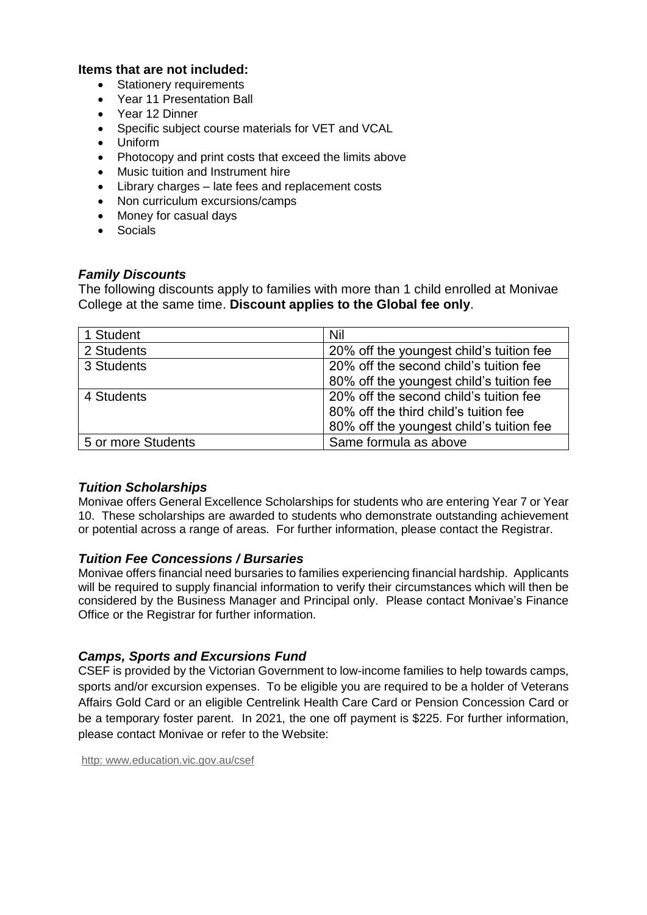**Items that are not included:**

- Stationery requirements
- Year 11 Presentation Ball
- Year 12 Dinner
- Specific subject course materials for VET and VCAL
- Uniform
- Photocopy and print costs that exceed the limits above
- Music tuition and Instrument hire
- Library charges – late fees and replacement costs
- Non curriculum excursions/camps
- Money for casual days
- Socials

### *Family Discounts*

The following discounts apply to families with more than 1 child enrolled at Monivae College at the same time. **Discount applies to the Global fee only**.

| | |
|---|---|
| 1 Student | Nil |
| 2 Students | 20% off the youngest child's tuition fee |
| 3 Students | 20% off the second child's tuition fee<br>80% off the youngest child's tuition fee |
| 4 Students | 20% off the second child's tuition fee<br>80% off the third child's tuition fee<br>80% off the youngest child's tuition fee |
| 5 or more Students | Same formula as above |

### *Tuition Scholarships*

Monivae offers General Excellence Scholarships for students who are entering Year 7 or Year 10. These scholarships are awarded to students who demonstrate outstanding achievement or potential across a range of areas. For further information, please contact the Registrar.

### *Tuition Fee Concessions / Bursaries*

Monivae offers financial need bursaries to families experiencing financial hardship. Applicants will be required to supply financial information to verify their circumstances which will then be considered by the Business Manager and Principal only. Please contact Monivae's Finance Office or the Registrar for further information.

### *Camps, Sports and Excursions Fund*

CSEF is provided by the Victorian Government to low-income families to help towards camps, sports and/or excursion expenses. To be eligible you are required to be a holder of Veterans Affairs Gold Card or an eligible Centrelink Health Care Card or Pension Concession Card or be a temporary foster parent. In 2021, the one off payment is $225. For further information, please contact Monivae or refer to the Website:

http: www.education.vic.gov.au/csef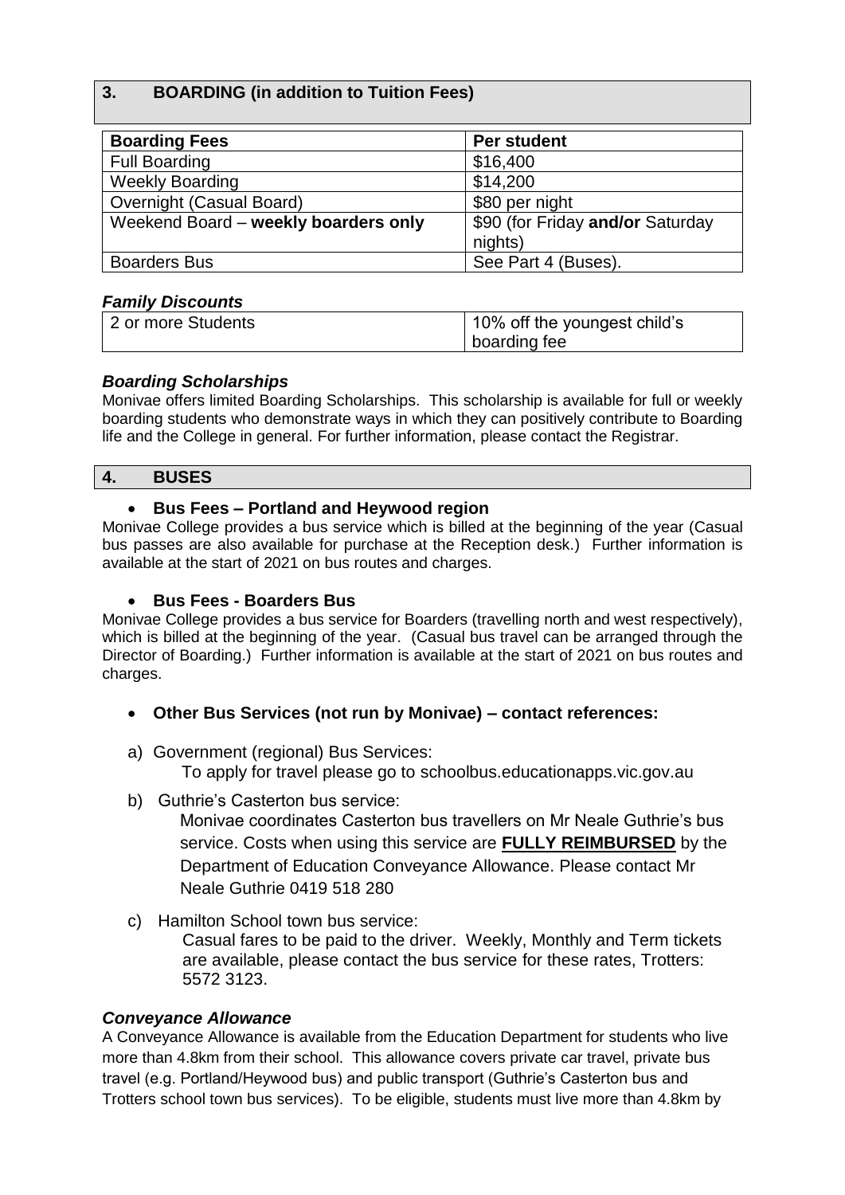## 3. BOARDING (in addition to Tuition Fees)

| Boarding Fees | Per student |
|---|---|
| Full Boarding | \$16,400 |
| Weekly Boarding | \$14,200 |
| Overnight (Casual Board) | \$80 per night |
| Weekend Board – **weekly boarders only** | \$90 (for Friday **and/or** Saturday nights) |
| Boarders Bus | See Part 4 (Buses). |

### *Family Discounts*

| 2 or more Students | 10% off the youngest child's boarding fee |
|---|---|

### *Boarding Scholarships*

Monivae offers limited Boarding Scholarships. This scholarship is available for full or weekly boarding students who demonstrate ways in which they can positively contribute to Boarding life and the College in general. For further information, please contact the Registrar.

## 4. BUSES

- **Bus Fees – Portland and Heywood region**

Monivae College provides a bus service which is billed at the beginning of the year (Casual bus passes are also available for purchase at the Reception desk.) Further information is available at the start of 2021 on bus routes and charges.

- **Bus Fees - Boarders Bus**

Monivae College provides a bus service for Boarders (travelling north and west respectively), which is billed at the beginning of the year. (Casual bus travel can be arranged through the Director of Boarding.) Further information is available at the start of 2021 on bus routes and charges.

- **Other Bus Services (not run by Monivae) – contact references:**

a) Government (regional) Bus Services:
   To apply for travel please go to schoolbus.educationapps.vic.gov.au

b) Guthrie's Casterton bus service:
   Monivae coordinates Casterton bus travellers on Mr Neale Guthrie's bus service. Costs when using this service are **FULLY REIMBURSED** by the Department of Education Conveyance Allowance. Please contact Mr Neale Guthrie 0419 518 280

c) Hamilton School town bus service:
   Casual fares to be paid to the driver. Weekly, Monthly and Term tickets are available, please contact the bus service for these rates, Trotters: 5572 3123.

### *Conveyance Allowance*

A Conveyance Allowance is available from the Education Department for students who live more than 4.8km from their school. This allowance covers private car travel, private bus travel (e.g. Portland/Heywood bus) and public transport (Guthrie's Casterton bus and Trotters school town bus services). To be eligible, students must live more than 4.8km by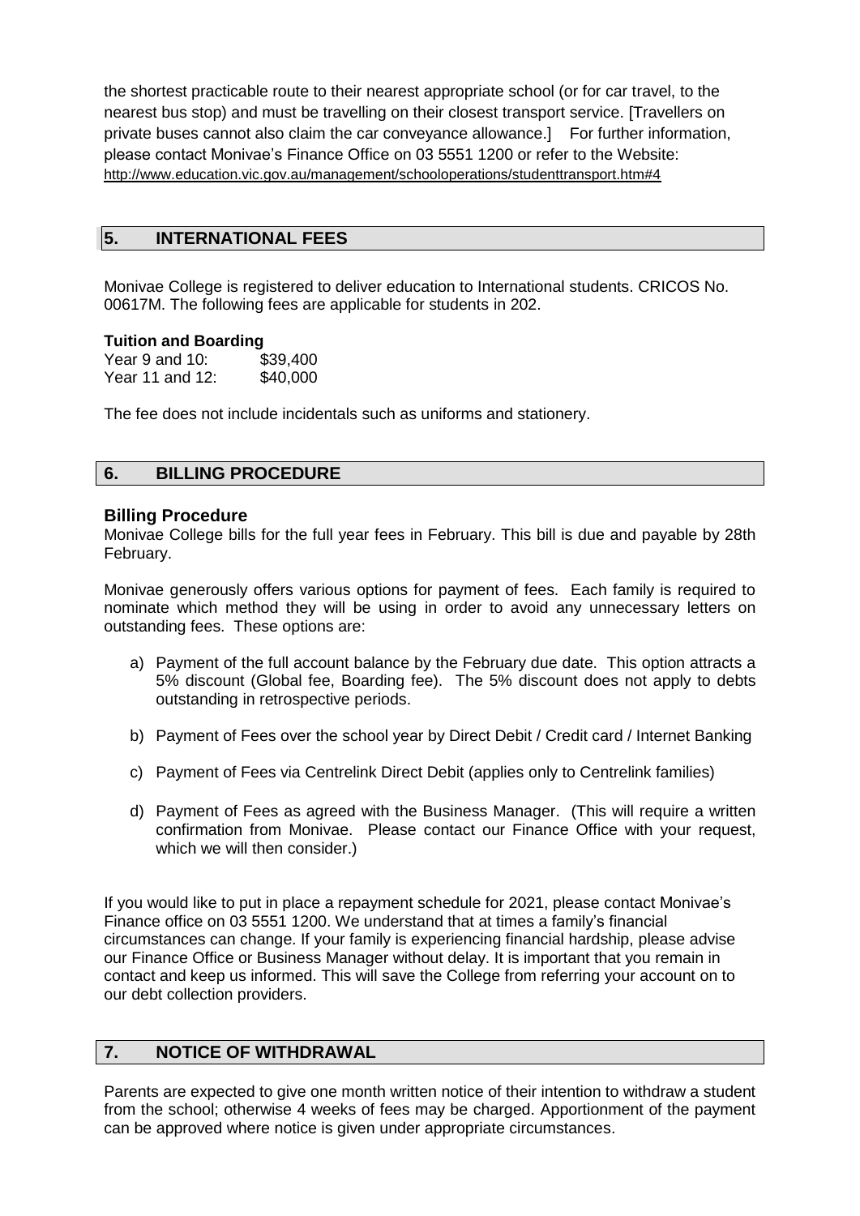the shortest practicable route to their nearest appropriate school (or for car travel, to the nearest bus stop) and must be travelling on their closest transport service. [Travellers on private buses cannot also claim the car conveyance allowance.] For further information, please contact Monivae's Finance Office on 03 5551 1200 or refer to the Website: http://www.education.vic.gov.au/management/schooloperations/studenttransport.htm#4

## 5. INTERNATIONAL FEES

Monivae College is registered to deliver education to International students. CRICOS No. 00617M. The following fees are applicable for students in 202.

**Tuition and Boarding**

| | |
|---|---|
| Year 9 and 10: | $39,400 |
| Year 11 and 12: | $40,000 |

The fee does not include incidentals such as uniforms and stationery.

## 6. BILLING PROCEDURE

### Billing Procedure

Monivae College bills for the full year fees in February. This bill is due and payable by 28th February.

Monivae generously offers various options for payment of fees. Each family is required to nominate which method they will be using in order to avoid any unnecessary letters on outstanding fees. These options are:

a) Payment of the full account balance by the February due date. This option attracts a 5% discount (Global fee, Boarding fee). The 5% discount does not apply to debts outstanding in retrospective periods.

b) Payment of Fees over the school year by Direct Debit / Credit card / Internet Banking

c) Payment of Fees via Centrelink Direct Debit (applies only to Centrelink families)

d) Payment of Fees as agreed with the Business Manager. (This will require a written confirmation from Monivae. Please contact our Finance Office with your request, which we will then consider.)

If you would like to put in place a repayment schedule for 2021, please contact Monivae's Finance office on 03 5551 1200. We understand that at times a family's financial circumstances can change. If your family is experiencing financial hardship, please advise our Finance Office or Business Manager without delay. It is important that you remain in contact and keep us informed. This will save the College from referring your account on to our debt collection providers.

## 7. NOTICE OF WITHDRAWAL

Parents are expected to give one month written notice of their intention to withdraw a student from the school; otherwise 4 weeks of fees may be charged. Apportionment of the payment can be approved where notice is given under appropriate circumstances.